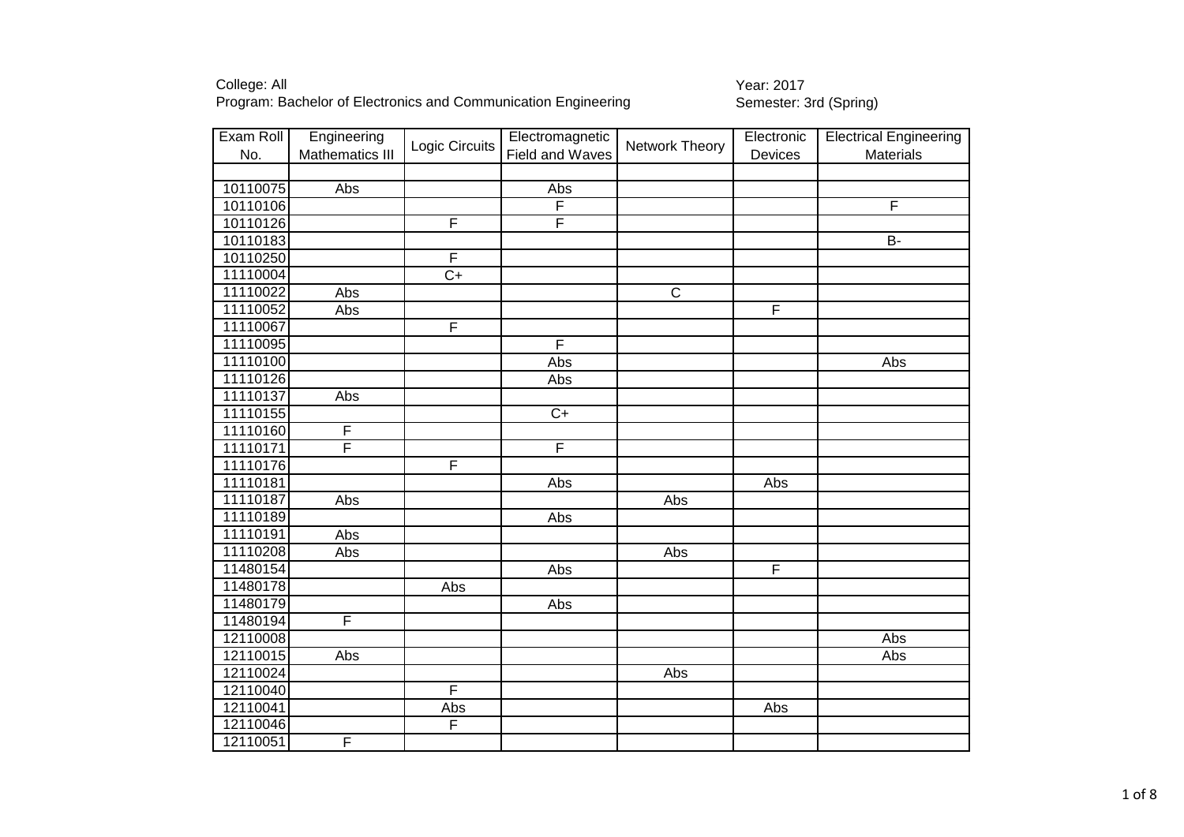College: All
Program: Bachelor of Electronics and Communication Engineering

Year: 2017
Semester: 3rd (Spring)

| Exam Roll No. | Engineering Mathematics III | Logic Circuits | Electromagnetic Field and Waves | Network Theory | Electronic Devices | Electrical Engineering Materials |
|---|---|---|---|---|---|---|
| | | | | | | |
| 10110075 | Abs | | Abs | | | |
| 10110106 | | | F | | | F |
| 10110126 | | F | F | | | |
| 10110183 | | | | | | B- |
| 10110250 | | F | | | | |
| 11110004 | | C+ | | | | |
| 11110022 | Abs | | | C | | |
| 11110052 | Abs | | | | F | |
| 11110067 | | F | | | | |
| 11110095 | | | F | | | |
| 11110100 | | | Abs | | | Abs |
| 11110126 | | | Abs | | | |
| 11110137 | Abs | | | | | |
| 11110155 | | | C+ | | | |
| 11110160 | F | | | | | |
| 11110171 | F | | F | | | |
| 11110176 | | F | | | | |
| 11110181 | | | Abs | | Abs | |
| 11110187 | Abs | | | Abs | | |
| 11110189 | | | Abs | | | |
| 11110191 | Abs | | | | | |
| 11110208 | Abs | | | Abs | | |
| 11480154 | | | Abs | | F | |
| 11480178 | | Abs | | | | |
| 11480179 | | | Abs | | | |
| 11480194 | F | | | | | |
| 12110008 | | | | | | Abs |
| 12110015 | Abs | | | | | Abs |
| 12110024 | | | | Abs | | |
| 12110040 | | F | | | | |
| 12110041 | | Abs | | | Abs | |
| 12110046 | | F | | | | |
| 12110051 | F | | | | | |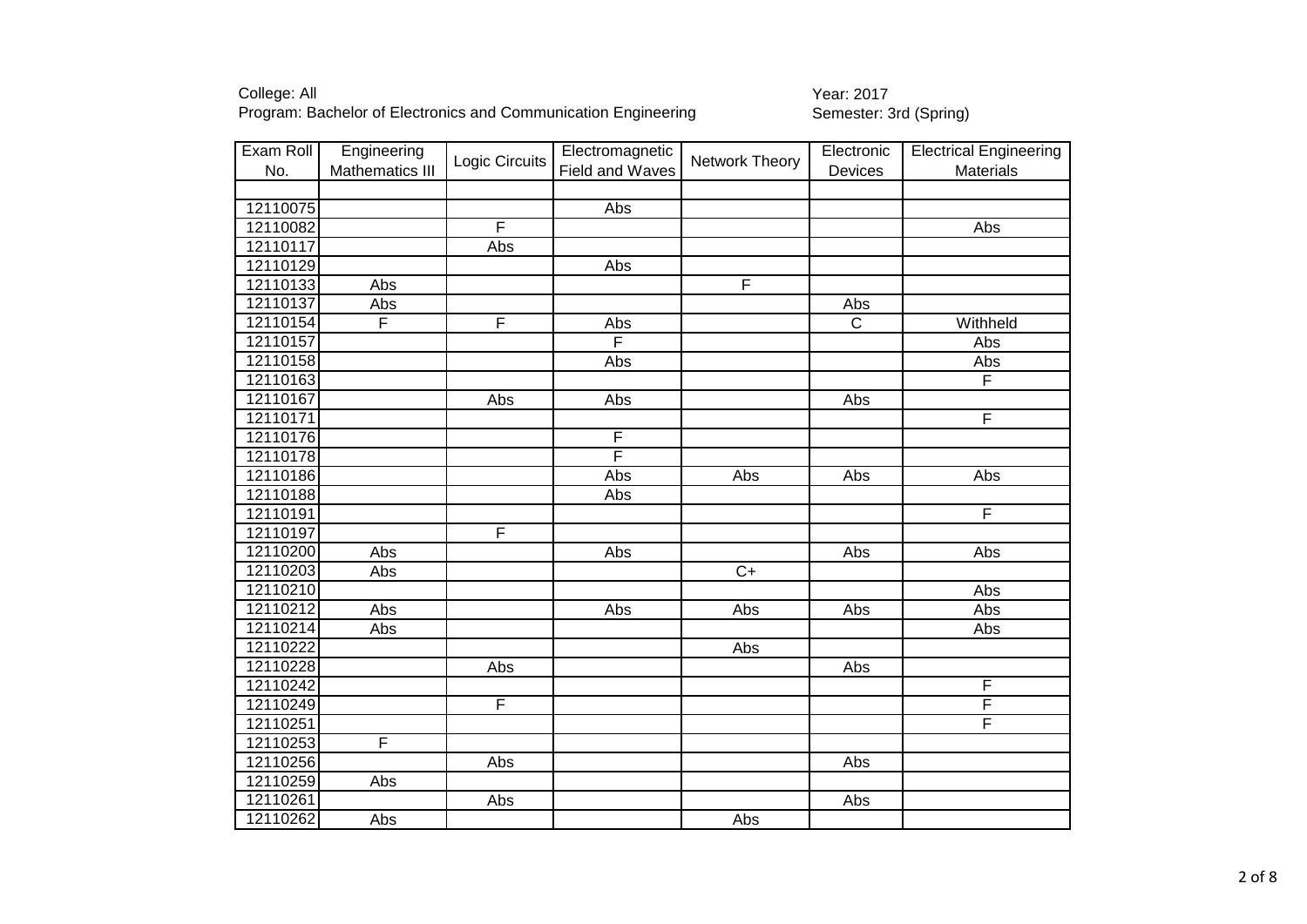College: All
Program: Bachelor of Electronics and Communication Engineering

Year: 2017
Semester: 3rd (Spring)

| Exam Roll No. | Engineering Mathematics III | Logic Circuits | Electromagnetic Field and Waves | Network Theory | Electronic Devices | Electrical Engineering Materials |
|---|---|---|---|---|---|---|
| | | | | | | |
| 12110075 | | | Abs | | | |
| 12110082 | | F | | | | Abs |
| 12110117 | | Abs | | | | |
| 12110129 | | | Abs | | | |
| 12110133 | Abs | | | F | | |
| 12110137 | Abs | | | | Abs | |
| 12110154 | F | F | Abs | | C | Withheld |
| 12110157 | | | F | | | Abs |
| 12110158 | | | Abs | | | Abs |
| 12110163 | | | | | | F |
| 12110167 | | Abs | Abs | | Abs | |
| 12110171 | | | | | | F |
| 12110176 | | | F | | | |
| 12110178 | | | F | | | |
| 12110186 | | | Abs | Abs | Abs | Abs |
| 12110188 | | | Abs | | | |
| 12110191 | | | | | | F |
| 12110197 | | F | | | | |
| 12110200 | Abs | | Abs | | Abs | Abs |
| 12110203 | Abs | | | C+ | | |
| 12110210 | | | | | | Abs |
| 12110212 | Abs | | Abs | Abs | Abs | Abs |
| 12110214 | Abs | | | | | Abs |
| 12110222 | | | | Abs | | |
| 12110228 | | Abs | | | Abs | |
| 12110242 | | | | | | F |
| 12110249 | | F | | | | F |
| 12110251 | | | | | | F |
| 12110253 | F | | | | | |
| 12110256 | | Abs | | | Abs | |
| 12110259 | Abs | | | | | |
| 12110261 | | Abs | | | Abs | |
| 12110262 | Abs | | | Abs | | |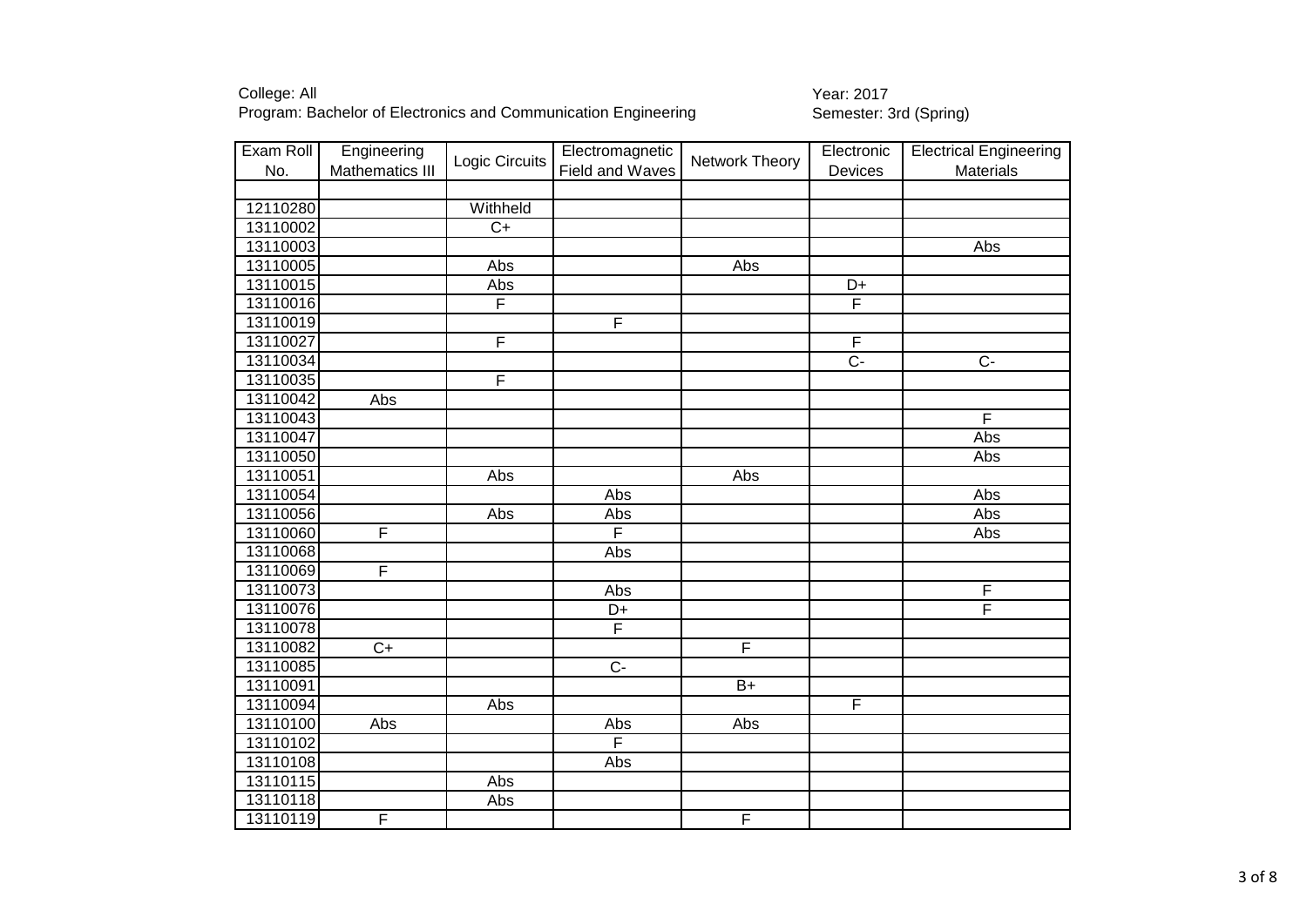College: All
Program: Bachelor of Electronics and Communication Engineering

Year: 2017
Semester: 3rd (Spring)

| Exam Roll No. | Engineering Mathematics III | Logic Circuits | Electromagnetic Field and Waves | Network Theory | Electronic Devices | Electrical Engineering Materials |
|---|---|---|---|---|---|---|
| | | | | | | |
| 12110280 | | Withheld | | | | |
| 13110002 | | C+ | | | | |
| 13110003 | | | | | | Abs |
| 13110005 | | Abs | | Abs | | |
| 13110015 | | Abs | | | D+ | |
| 13110016 | | F | | | F | |
| 13110019 | | | F | | | |
| 13110027 | | F | | | F | |
| 13110034 | | | | | C- | C- |
| 13110035 | | F | | | | |
| 13110042 | Abs | | | | | |
| 13110043 | | | | | | F |
| 13110047 | | | | | | Abs |
| 13110050 | | | | | | Abs |
| 13110051 | | Abs | | Abs | | |
| 13110054 | | | Abs | | | Abs |
| 13110056 | | Abs | Abs | | | Abs |
| 13110060 | F | | F | | | Abs |
| 13110068 | | | Abs | | | |
| 13110069 | F | | | | | |
| 13110073 | | | Abs | | | F |
| 13110076 | | | D+ | | | F |
| 13110078 | | | F | | | |
| 13110082 | C+ | | | F | | |
| 13110085 | | | C- | | | |
| 13110091 | | | | B+ | | |
| 13110094 | | Abs | | | F | |
| 13110100 | Abs | | Abs | Abs | | |
| 13110102 | | | F | | | |
| 13110108 | | | Abs | | | |
| 13110115 | | Abs | | | | |
| 13110118 | | Abs | | | | |
| 13110119 | F | | | F | | |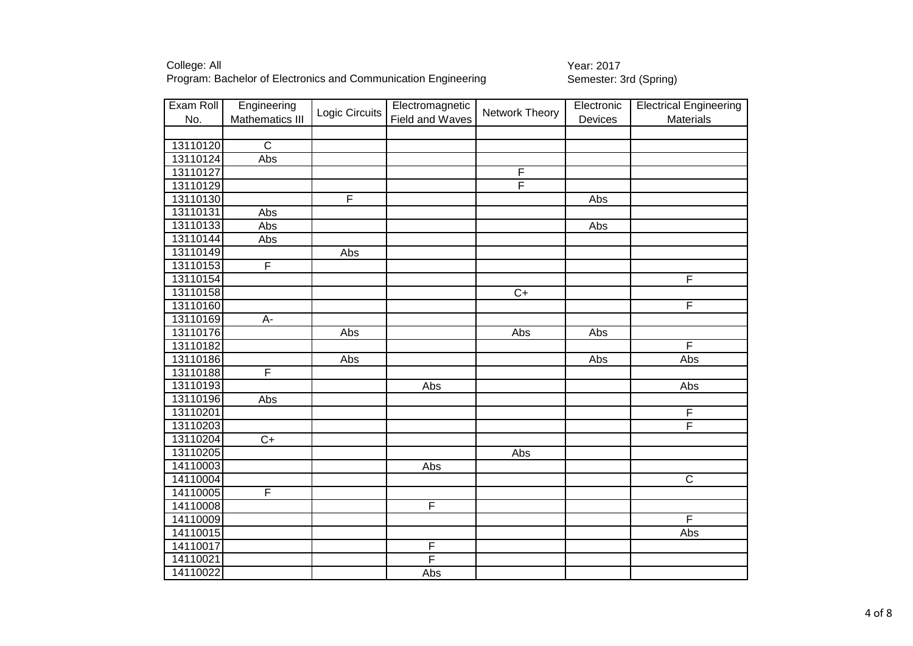College: All
Program: Bachelor of Electronics and Communication Engineering

Year: 2017
Semester: 3rd (Spring)

| Exam Roll No. | Engineering Mathematics III | Logic Circuits | Electromagnetic Field and Waves | Network Theory | Electronic Devices | Electrical Engineering Materials |
|---|---|---|---|---|---|---|
| | | | | | | |
| 13110120 | C | | | | | |
| 13110124 | Abs | | | | | |
| 13110127 | | | | F | | |
| 13110129 | | | | F | | |
| 13110130 | | F | | | Abs | |
| 13110131 | Abs | | | | | |
| 13110133 | Abs | | | | Abs | |
| 13110144 | Abs | | | | | |
| 13110149 | | Abs | | | | |
| 13110153 | F | | | | | |
| 13110154 | | | | | | F |
| 13110158 | | | | C+ | | |
| 13110160 | | | | | | F |
| 13110169 | A- | | | | | |
| 13110176 | | Abs | | Abs | Abs | |
| 13110182 | | | | | | F |
| 13110186 | | Abs | | | Abs | Abs |
| 13110188 | F | | | | | |
| 13110193 | | | Abs | | | Abs |
| 13110196 | Abs | | | | | |
| 13110201 | | | | | | F |
| 13110203 | | | | | | F |
| 13110204 | C+ | | | | | |
| 13110205 | | | | Abs | | |
| 14110003 | | | Abs | | | |
| 14110004 | | | | | | C |
| 14110005 | F | | | | | |
| 14110008 | | | F | | | |
| 14110009 | | | | | | F |
| 14110015 | | | | | | Abs |
| 14110017 | | | F | | | |
| 14110021 | | | F | | | |
| 14110022 | | | Abs | | | |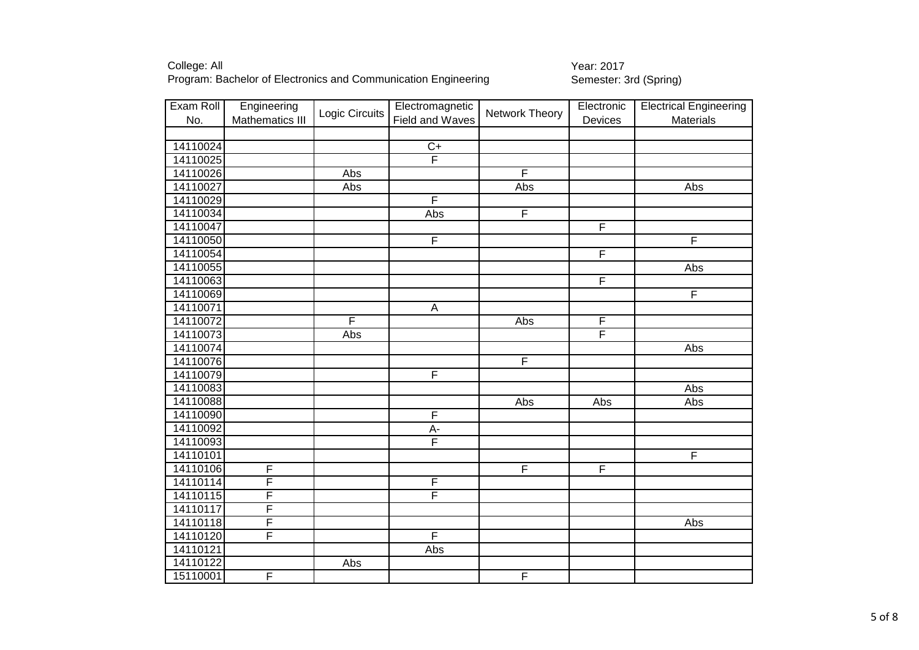College: All
Program: Bachelor of Electronics and Communication Engineering

Year: 2017
Semester: 3rd (Spring)

| Exam Roll No. | Engineering Mathematics III | Logic Circuits | Electromagnetic Field and Waves | Network Theory | Electronic Devices | Electrical Engineering Materials |
|---|---|---|---|---|---|---|
| | | | | | | |
| 14110024 | | | C+ | | | |
| 14110025 | | | F | | | |
| 14110026 | | Abs | | F | | |
| 14110027 | | Abs | | Abs | | Abs |
| 14110029 | | | F | | | |
| 14110034 | | | Abs | F | | |
| 14110047 | | | | | F | |
| 14110050 | | | F | | | F |
| 14110054 | | | | | F | |
| 14110055 | | | | | | Abs |
| 14110063 | | | | | F | |
| 14110069 | | | | | | F |
| 14110071 | | | A | | | |
| 14110072 | | F | | Abs | F | |
| 14110073 | | Abs | | | F | |
| 14110074 | | | | | | Abs |
| 14110076 | | | | F | | |
| 14110079 | | | F | | | |
| 14110083 | | | | | | Abs |
| 14110088 | | | | Abs | Abs | Abs |
| 14110090 | | | F | | | |
| 14110092 | | | A- | | | |
| 14110093 | | | F | | | |
| 14110101 | | | | | | F |
| 14110106 | F | | | F | F | |
| 14110114 | F | | F | | | |
| 14110115 | F | | F | | | |
| 14110117 | F | | | | | |
| 14110118 | F | | | | | Abs |
| 14110120 | F | | F | | | |
| 14110121 | | | Abs | | | |
| 14110122 | | Abs | | | | |
| 15110001 | F | | | F | | |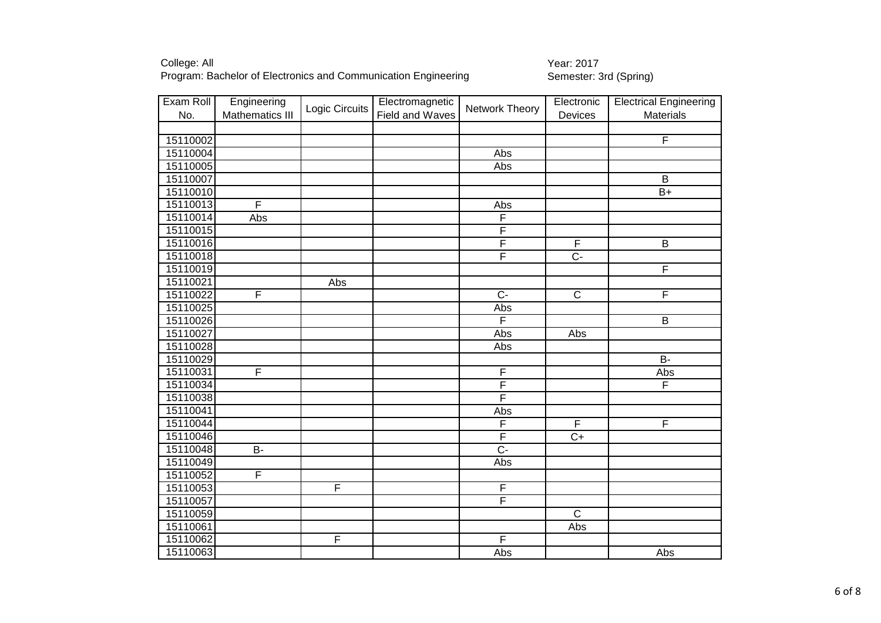College: All
Program: Bachelor of Electronics and Communication Engineering

Year: 2017
Semester: 3rd (Spring)

| Exam Roll No. | Engineering Mathematics III | Logic Circuits | Electromagnetic Field and Waves | Network Theory | Electronic Devices | Electrical Engineering Materials |
|---|---|---|---|---|---|---|
| | | | | | | |
| 15110002 | | | | | | F |
| 15110004 | | | | Abs | | |
| 15110005 | | | | Abs | | |
| 15110007 | | | | | | B |
| 15110010 | | | | | | B+ |
| 15110013 | F | | | Abs | | |
| 15110014 | Abs | | | F | | |
| 15110015 | | | | F | | |
| 15110016 | | | | F | F | B |
| 15110018 | | | | F | C- | |
| 15110019 | | | | | | F |
| 15110021 | | Abs | | | | |
| 15110022 | F | | | C- | C | F |
| 15110025 | | | | Abs | | |
| 15110026 | | | | F | | B |
| 15110027 | | | | Abs | Abs | |
| 15110028 | | | | Abs | | |
| 15110029 | | | | | | B- |
| 15110031 | F | | | F | | Abs |
| 15110034 | | | | F | | F |
| 15110038 | | | | F | | |
| 15110041 | | | | Abs | | |
| 15110044 | | | | F | F | F |
| 15110046 | | | | F | C+ | |
| 15110048 | B- | | | C- | | |
| 15110049 | | | | Abs | | |
| 15110052 | F | | | | | |
| 15110053 | | F | | F | | |
| 15110057 | | | | F | | |
| 15110059 | | | | | C | |
| 15110061 | | | | | Abs | |
| 15110062 | | F | | F | | |
| 15110063 | | | | Abs | | Abs |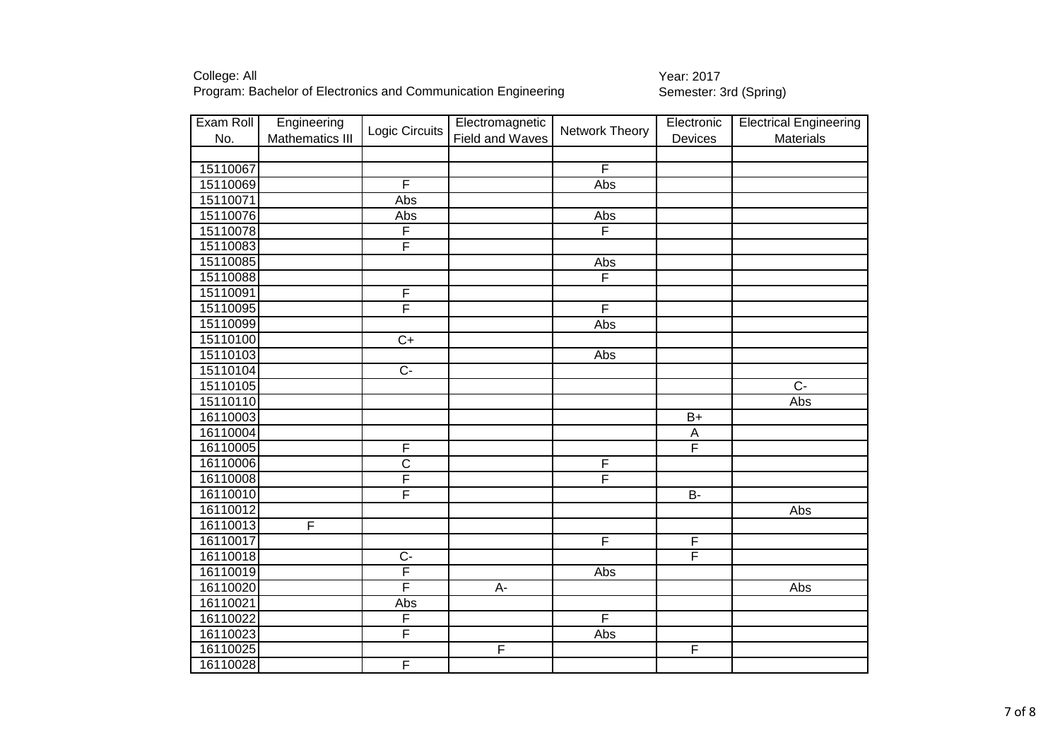College: All
Program: Bachelor of Electronics and Communication Engineering

Year: 2017
Semester: 3rd (Spring)

| Exam Roll No. | Engineering Mathematics III | Logic Circuits | Electromagnetic Field and Waves | Network Theory | Electronic Devices | Electrical Engineering Materials |
|---|---|---|---|---|---|---|
| | | | | | | |
| 15110067 | | | | F | | |
| 15110069 | | F | | Abs | | |
| 15110071 | | Abs | | | | |
| 15110076 | | Abs | | Abs | | |
| 15110078 | | F | | F | | |
| 15110083 | | F | | | | |
| 15110085 | | | | Abs | | |
| 15110088 | | | | F | | |
| 15110091 | | F | | | | |
| 15110095 | | F | | F | | |
| 15110099 | | | | Abs | | |
| 15110100 | | C+ | | | | |
| 15110103 | | | | Abs | | |
| 15110104 | | C- | | | | |
| 15110105 | | | | | | C- |
| 15110110 | | | | | | Abs |
| 16110003 | | | | | B+ | |
| 16110004 | | | | | A | |
| 16110005 | | F | | | F | |
| 16110006 | | C | | F | | |
| 16110008 | | F | | F | | |
| 16110010 | | F | | | B- | |
| 16110012 | | | | | | Abs |
| 16110013 | F | | | | | |
| 16110017 | | | | F | F | |
| 16110018 | | C- | | | F | |
| 16110019 | | F | | Abs | | |
| 16110020 | | F | A- | | | Abs |
| 16110021 | | Abs | | | | |
| 16110022 | | F | | F | | |
| 16110023 | | F | | Abs | | |
| 16110025 | | | F | | F | |
| 16110028 | | F | | | | |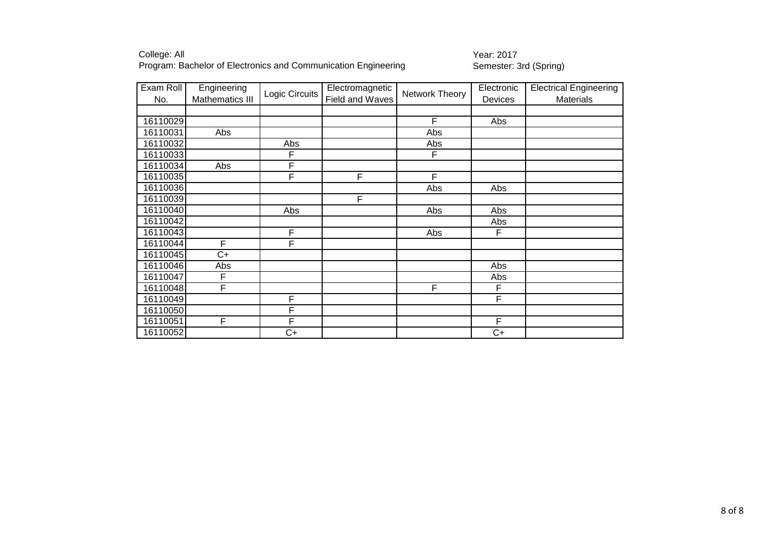College: All
Program: Bachelor of Electronics and Communication Engineering

Year: 2017
Semester: 3rd (Spring)

| Exam Roll No. | Engineering Mathematics III | Logic Circuits | Electromagnetic Field and Waves | Network Theory | Electronic Devices | Electrical Engineering Materials |
|---|---|---|---|---|---|---|
| | | | | | | |
| 16110029 | | | | F | Abs | |
| 16110031 | Abs | | | Abs | | |
| 16110032 | | Abs | | Abs | | |
| 16110033 | | F | | F | | |
| 16110034 | Abs | F | | | | |
| 16110035 | | F | F | F | | |
| 16110036 | | | | Abs | Abs | |
| 16110039 | | | F | | | |
| 16110040 | | Abs | | Abs | Abs | |
| 16110042 | | | | | Abs | |
| 16110043 | | F | | Abs | F | |
| 16110044 | F | F | | | | |
| 16110045 | C+ | | | | | |
| 16110046 | Abs | | | | Abs | |
| 16110047 | F | | | | Abs | |
| 16110048 | F | | | F | F | |
| 16110049 | | F | | | F | |
| 16110050 | | F | | | | |
| 16110051 | F | F | | | F | |
| 16110052 | | C+ | | | C+ | |